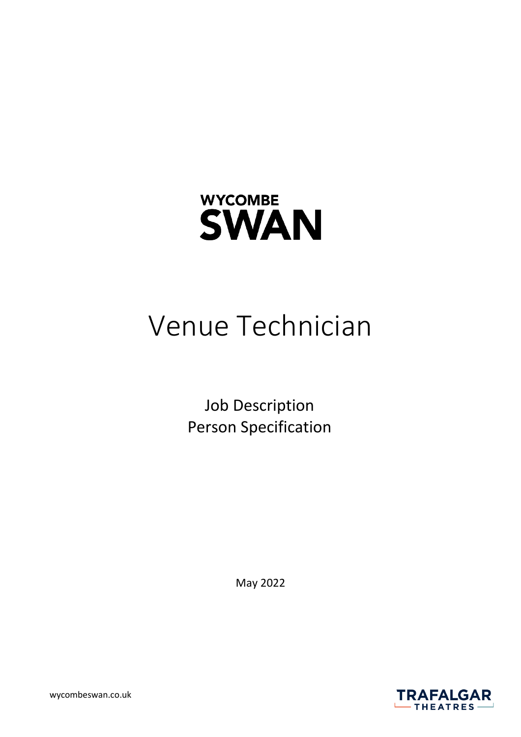WYCOMBE SWAN

# Venue Technician

Job Description
Person Specification

May 2022

wycombeswan.co.uk

TRAFALGAR THEATRES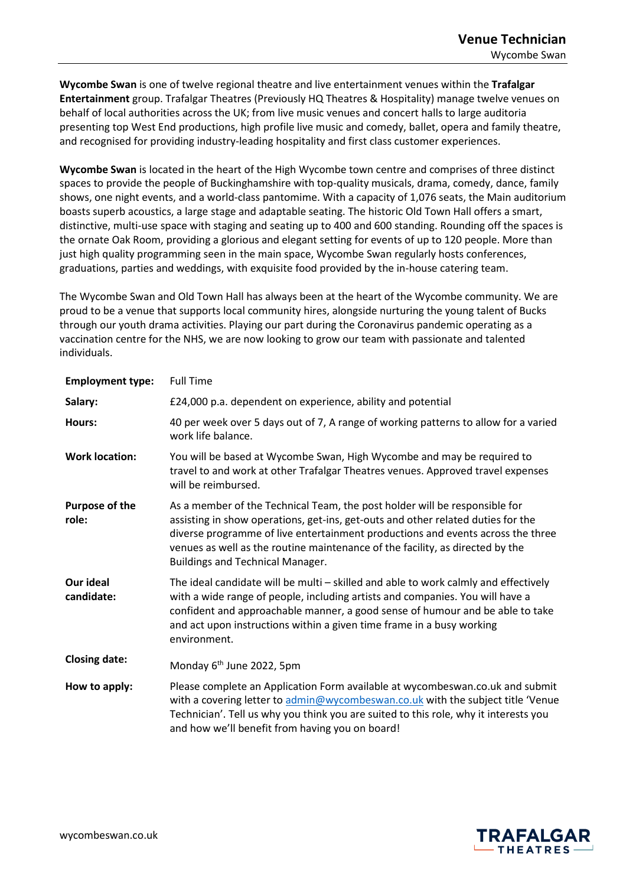# Venue Technician

Wycombe Swan

**Wycombe Swan** is one of twelve regional theatre and live entertainment venues within the **Trafalgar Entertainment** group. Trafalgar Theatres (Previously HQ Theatres & Hospitality) manage twelve venues on behalf of local authorities across the UK; from live music venues and concert halls to large auditoria presenting top West End productions, high profile live music and comedy, ballet, opera and family theatre, and recognised for providing industry-leading hospitality and first class customer experiences.

**Wycombe Swan** is located in the heart of the High Wycombe town centre and comprises of three distinct spaces to provide the people of Buckinghamshire with top-quality musicals, drama, comedy, dance, family shows, one night events, and a world-class pantomime. With a capacity of 1,076 seats, the Main auditorium boasts superb acoustics, a large stage and adaptable seating. The historic Old Town Hall offers a smart, distinctive, multi-use space with staging and seating up to 400 and 600 standing. Rounding off the spaces is the ornate Oak Room, providing a glorious and elegant setting for events of up to 120 people. More than just high quality programming seen in the main space, Wycombe Swan regularly hosts conferences, graduations, parties and weddings, with exquisite food provided by the in-house catering team.

The Wycombe Swan and Old Town Hall has always been at the heart of the Wycombe community. We are proud to be a venue that supports local community hires, alongside nurturing the young talent of Bucks through our youth drama activities. Playing our part during the Coronavirus pandemic operating as a vaccination centre for the NHS, we are now looking to grow our team with passionate and talented individuals.

| | |
|---|---|
| **Employment type:** | Full Time |
| **Salary:** | £24,000 p.a. dependent on experience, ability and potential |
| **Hours:** | 40 per week over 5 days out of 7, A range of working patterns to allow for a varied work life balance. |
| **Work location:** | You will be based at Wycombe Swan, High Wycombe and may be required to travel to and work at other Trafalgar Theatres venues. Approved travel expenses will be reimbursed. |
| **Purpose of the role:** | As a member of the Technical Team, the post holder will be responsible for assisting in show operations, get-ins, get-outs and other related duties for the diverse programme of live entertainment productions and events across the three venues as well as the routine maintenance of the facility, as directed by the Buildings and Technical Manager. |
| **Our ideal candidate:** | The ideal candidate will be multi – skilled and able to work calmly and effectively with a wide range of people, including artists and companies. You will have a confident and approachable manner, a good sense of humour and be able to take and act upon instructions within a given time frame in a busy working environment. |
| **Closing date:** | Monday 6th June 2022, 5pm |
| **How to apply:** | Please complete an Application Form available at wycombeswan.co.uk and submit with a covering letter to admin@wycombeswan.co.uk with the subject title 'Venue Technician'. Tell us why you think you are suited to this role, why it interests you and how we'll benefit from having you on board! |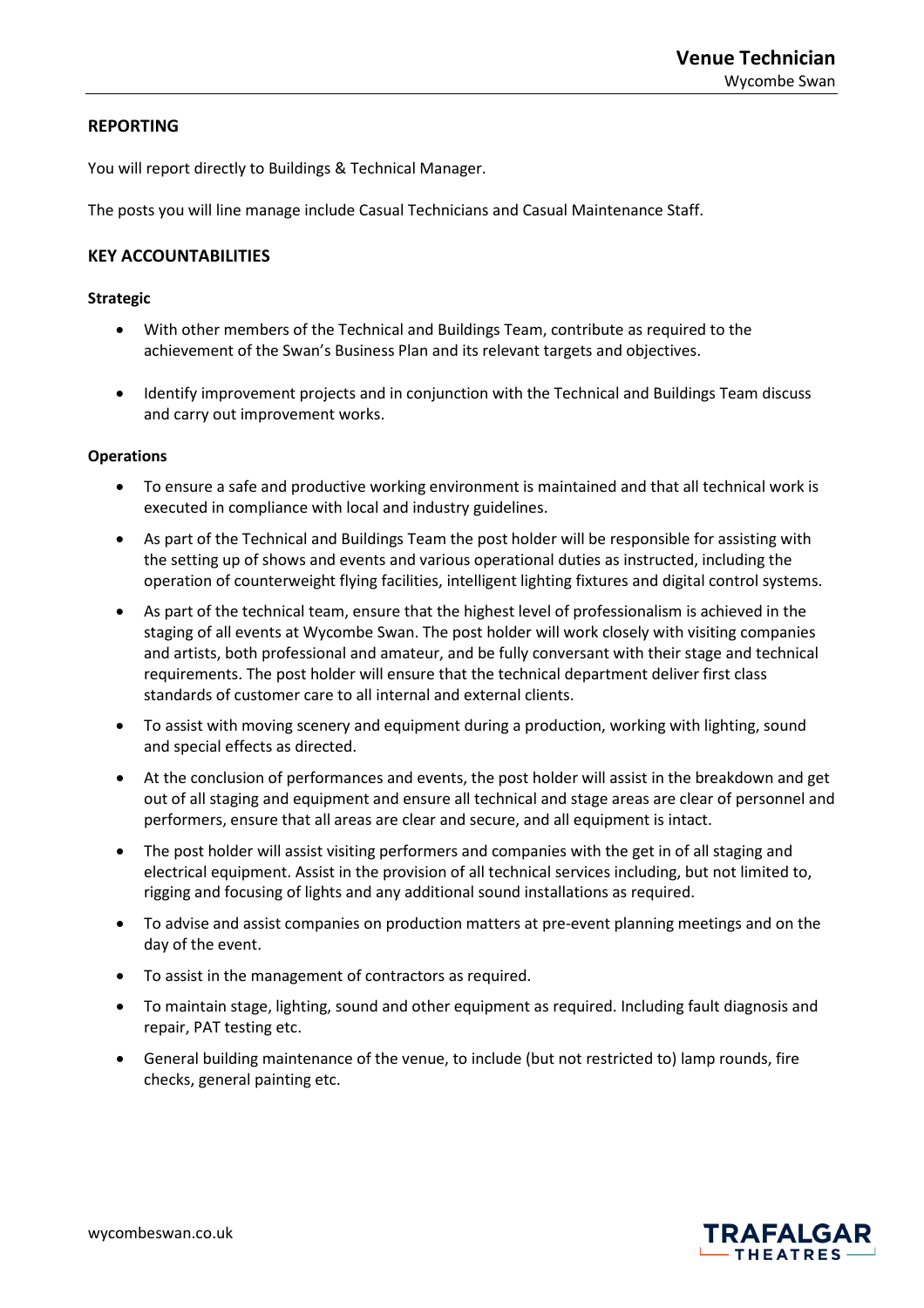## REPORTING

You will report directly to Buildings & Technical Manager.

The posts you will line manage include Casual Technicians and Casual Maintenance Staff.

## KEY ACCOUNTABILITIES

### Strategic

- With other members of the Technical and Buildings Team, contribute as required to the achievement of the Swan's Business Plan and its relevant targets and objectives.
- Identify improvement projects and in conjunction with the Technical and Buildings Team discuss and carry out improvement works.

### Operations

- To ensure a safe and productive working environment is maintained and that all technical work is executed in compliance with local and industry guidelines.
- As part of the Technical and Buildings Team the post holder will be responsible for assisting with the setting up of shows and events and various operational duties as instructed, including the operation of counterweight flying facilities, intelligent lighting fixtures and digital control systems.
- As part of the technical team, ensure that the highest level of professionalism is achieved in the staging of all events at Wycombe Swan. The post holder will work closely with visiting companies and artists, both professional and amateur, and be fully conversant with their stage and technical requirements. The post holder will ensure that the technical department deliver first class standards of customer care to all internal and external clients.
- To assist with moving scenery and equipment during a production, working with lighting, sound and special effects as directed.
- At the conclusion of performances and events, the post holder will assist in the breakdown and get out of all staging and equipment and ensure all technical and stage areas are clear of personnel and performers, ensure that all areas are clear and secure, and all equipment is intact.
- The post holder will assist visiting performers and companies with the get in of all staging and electrical equipment. Assist in the provision of all technical services including, but not limited to, rigging and focusing of lights and any additional sound installations as required.
- To advise and assist companies on production matters at pre-event planning meetings and on the day of the event.
- To assist in the management of contractors as required.
- To maintain stage, lighting, sound and other equipment as required. Including fault diagnosis and repair, PAT testing etc.
- General building maintenance of the venue, to include (but not restricted to) lamp rounds, fire checks, general painting etc.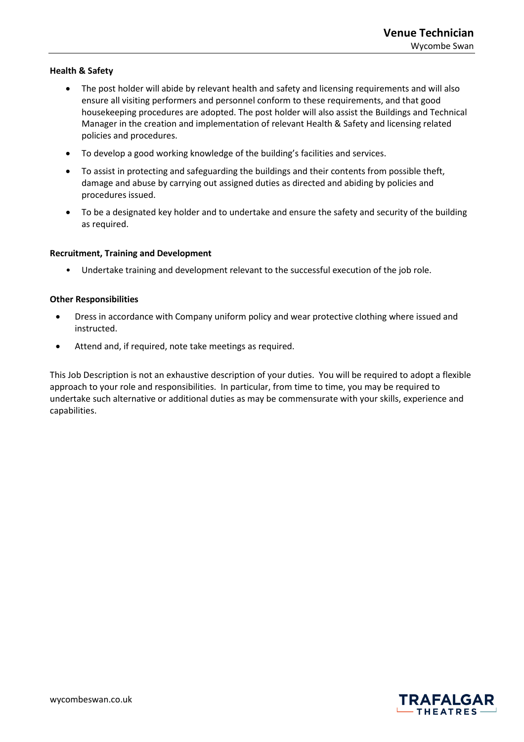**Health & Safety**

- The post holder will abide by relevant health and safety and licensing requirements and will also ensure all visiting performers and personnel conform to these requirements, and that good housekeeping procedures are adopted. The post holder will also assist the Buildings and Technical Manager in the creation and implementation of relevant Health & Safety and licensing related policies and procedures.
- To develop a good working knowledge of the building's facilities and services.
- To assist in protecting and safeguarding the buildings and their contents from possible theft, damage and abuse by carrying out assigned duties as directed and abiding by policies and procedures issued.
- To be a designated key holder and to undertake and ensure the safety and security of the building as required.

**Recruitment, Training and Development**

- Undertake training and development relevant to the successful execution of the job role.

**Other Responsibilities**

- Dress in accordance with Company uniform policy and wear protective clothing where issued and instructed.
- Attend and, if required, note take meetings as required.

This Job Description is not an exhaustive description of your duties. You will be required to adopt a flexible approach to your role and responsibilities. In particular, from time to time, you may be required to undertake such alternative or additional duties as may be commensurate with your skills, experience and capabilities.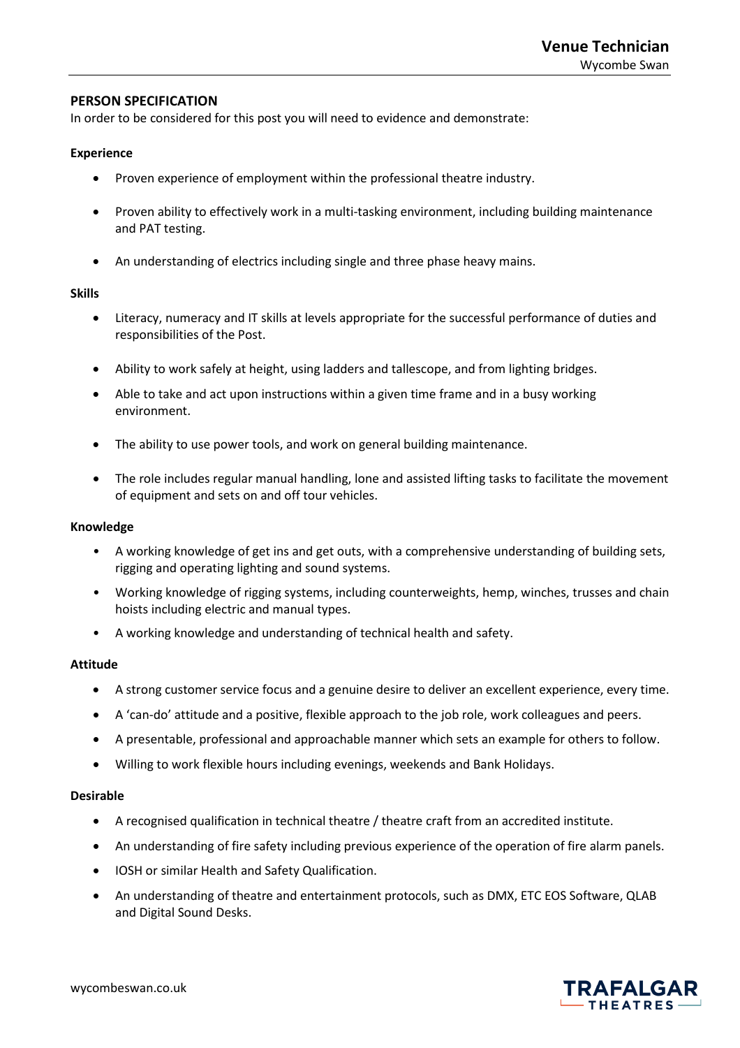## PERSON SPECIFICATION

In order to be considered for this post you will need to evidence and demonstrate:

### Experience

- Proven experience of employment within the professional theatre industry.
- Proven ability to effectively work in a multi-tasking environment, including building maintenance and PAT testing.
- An understanding of electrics including single and three phase heavy mains.

### Skills

- Literacy, numeracy and IT skills at levels appropriate for the successful performance of duties and responsibilities of the Post.
- Ability to work safely at height, using ladders and tallescope, and from lighting bridges.
- Able to take and act upon instructions within a given time frame and in a busy working environment.
- The ability to use power tools, and work on general building maintenance.
- The role includes regular manual handling, lone and assisted lifting tasks to facilitate the movement of equipment and sets on and off tour vehicles.

### Knowledge

- A working knowledge of get ins and get outs, with a comprehensive understanding of building sets, rigging and operating lighting and sound systems.
- Working knowledge of rigging systems, including counterweights, hemp, winches, trusses and chain hoists including electric and manual types.
- A working knowledge and understanding of technical health and safety.

### Attitude

- A strong customer service focus and a genuine desire to deliver an excellent experience, every time.
- A 'can-do' attitude and a positive, flexible approach to the job role, work colleagues and peers.
- A presentable, professional and approachable manner which sets an example for others to follow.
- Willing to work flexible hours including evenings, weekends and Bank Holidays.

### Desirable

- A recognised qualification in technical theatre / theatre craft from an accredited institute.
- An understanding of fire safety including previous experience of the operation of fire alarm panels.
- IOSH or similar Health and Safety Qualification.
- An understanding of theatre and entertainment protocols, such as DMX, ETC EOS Software, QLAB and Digital Sound Desks.